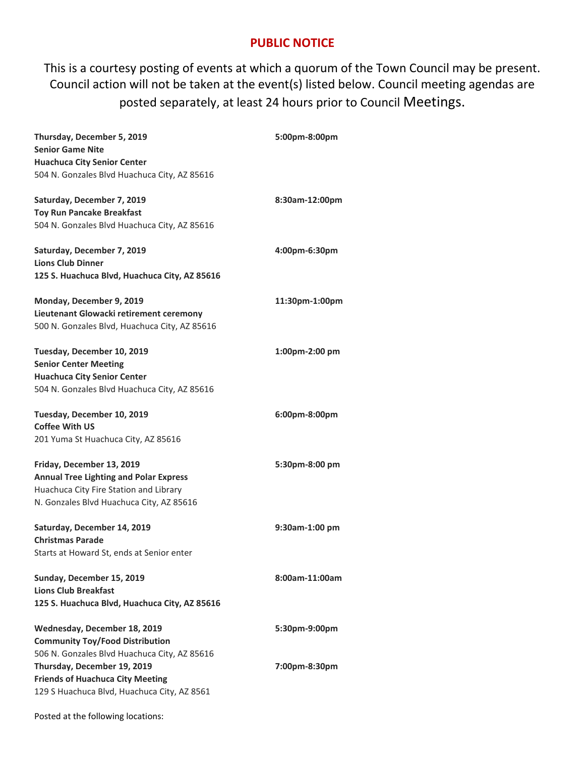# PUBLIC NOTICE

This is a courtesy posting of events at which a quorum of the Town Council may be present. Council action will not be taken at the event(s) listed below. Council meeting agendas are posted separately, at least 24 hours prior to Council Meetings.

**Thursday, December 5, 2019** — **5:00pm-8:00pm**
**Senior Game Nite**
**Huachuca City Senior Center**
504 N. Gonzales Blvd Huachuca City, AZ 85616

**Saturday, December 7, 2019** — **8:30am-12:00pm**
**Toy Run Pancake Breakfast**
504 N. Gonzales Blvd Huachuca City, AZ 85616

**Saturday, December 7, 2019** — **4:00pm-6:30pm**
**Lions Club Dinner**
**125 S. Huachuca Blvd, Huachuca City, AZ 85616**

**Monday, December 9, 2019** — **11:30pm-1:00pm**
**Lieutenant Glowacki retirement ceremony**
500 N. Gonzales Blvd, Huachuca City, AZ 85616

**Tuesday, December 10, 2019** — **1:00pm-2:00 pm**
**Senior Center Meeting**
**Huachuca City Senior Center**
504 N. Gonzales Blvd Huachuca City, AZ 85616

**Tuesday, December 10, 2019** — **6:00pm-8:00pm**
**Coffee With US**
201 Yuma St Huachuca City, AZ 85616

**Friday, December 13, 2019** — **5:30pm-8:00 pm**
**Annual Tree Lighting and Polar Express**
Huachuca City Fire Station and Library
N. Gonzales Blvd Huachuca City, AZ 85616

**Saturday, December 14, 2019** — **9:30am-1:00 pm**
**Christmas Parade**
Starts at Howard St, ends at Senior enter

**Sunday, December 15, 2019** — **8:00am-11:00am**
**Lions Club Breakfast**
**125 S. Huachuca Blvd, Huachuca City, AZ 85616**

**Wednesday, December 18, 2019** — **5:30pm-9:00pm**
**Community Toy/Food Distribution**
506 N. Gonzales Blvd Huachuca City, AZ 85616

**Thursday, December 19, 2019** — **7:00pm-8:30pm**
**Friends of Huachuca City Meeting**
129 S Huachuca Blvd, Huachuca City, AZ 8561

Posted at the following locations: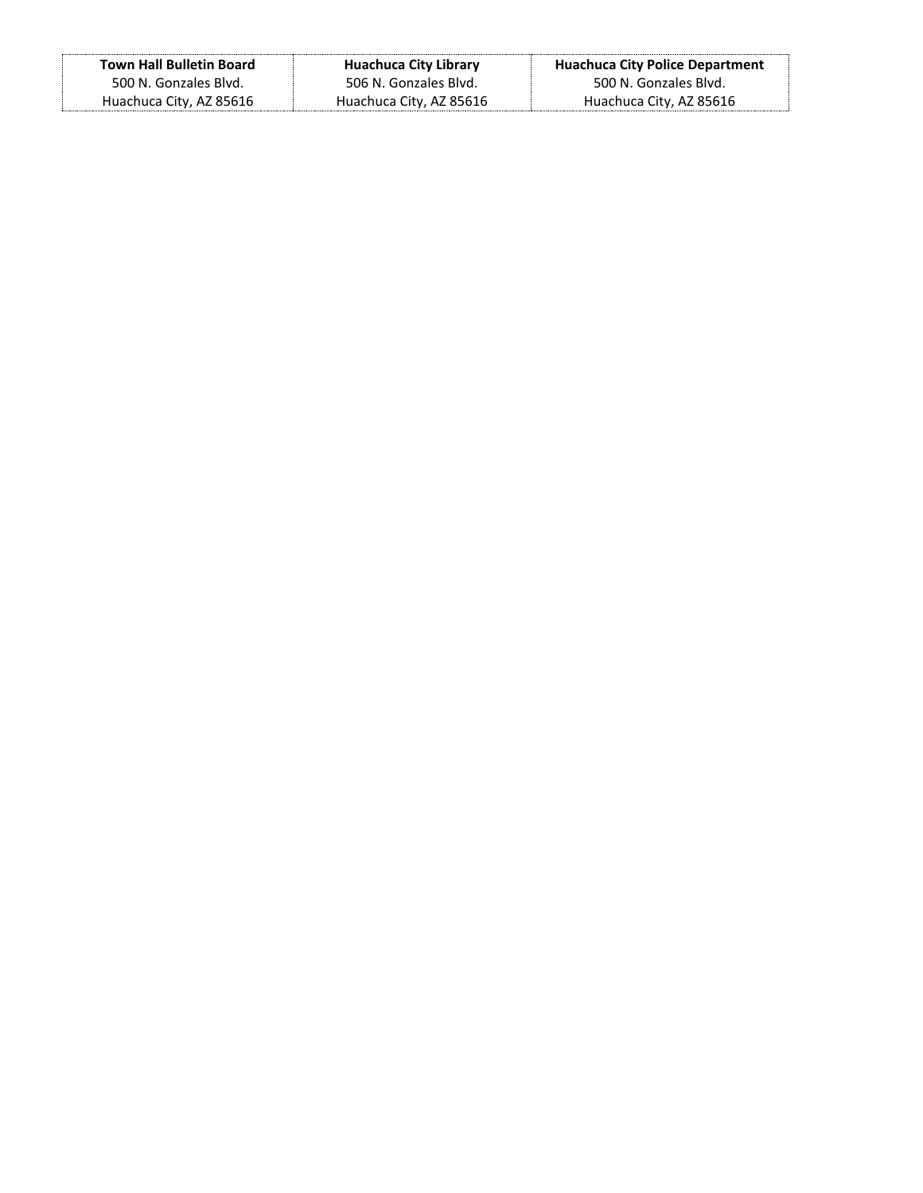| | | |
|---|---|---|
| **Town Hall Bulletin Board**<br>500 N. Gonzales Blvd.<br>Huachuca City, AZ 85616 | **Huachuca City Library**<br>506 N. Gonzales Blvd.<br>Huachuca City, AZ 85616 | **Huachuca City Police Department**<br>500 N. Gonzales Blvd.<br>Huachuca City, AZ 85616 |